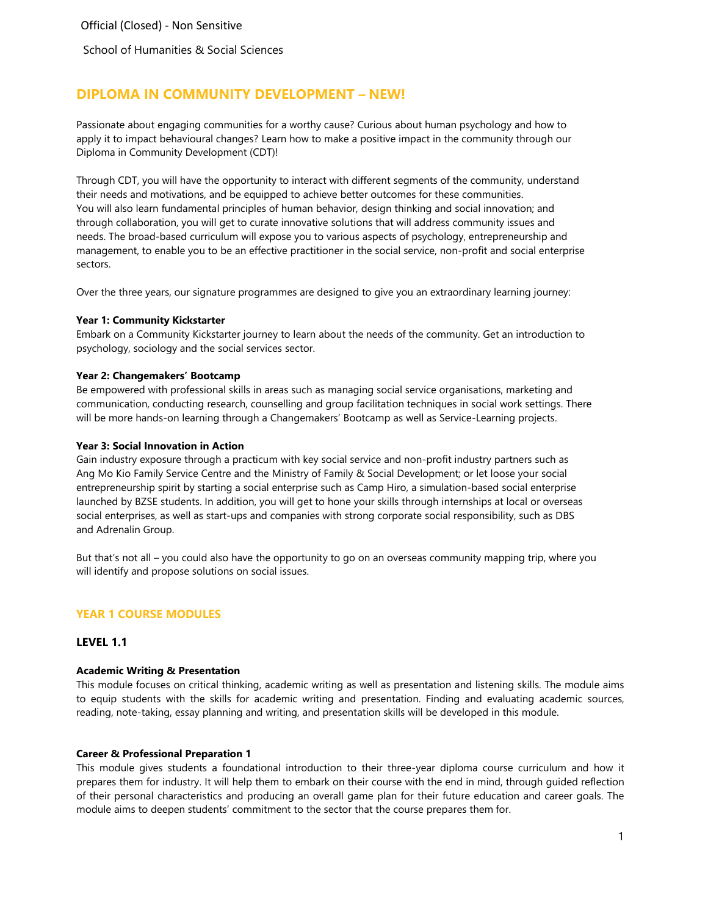Official (Closed) - Non Sensitive

School of Humanities & Social Sciences

# DIPLOMA IN COMMUNITY DEVELOPMENT – NEW!

Passionate about engaging communities for a worthy cause? Curious about human psychology and how to apply it to impact behavioural changes? Learn how to make a positive impact in the community through our Diploma in Community Development (CDT)!

Through CDT, you will have the opportunity to interact with different segments of the community, understand their needs and motivations, and be equipped to achieve better outcomes for these communities. You will also learn fundamental principles of human behavior, design thinking and social innovation; and through collaboration, you will get to curate innovative solutions that will address community issues and needs. The broad-based curriculum will expose you to various aspects of psychology, entrepreneurship and management, to enable you to be an effective practitioner in the social service, non-profit and social enterprise sectors.

Over the three years, our signature programmes are designed to give you an extraordinary learning journey:

**Year 1: Community Kickstarter**
Embark on a Community Kickstarter journey to learn about the needs of the community. Get an introduction to psychology, sociology and the social services sector.

**Year 2: Changemakers' Bootcamp**
Be empowered with professional skills in areas such as managing social service organisations, marketing and communication, conducting research, counselling and group facilitation techniques in social work settings. There will be more hands-on learning through a Changemakers' Bootcamp as well as Service-Learning projects.

**Year 3: Social Innovation in Action**
Gain industry exposure through a practicum with key social service and non-profit industry partners such as Ang Mo Kio Family Service Centre and the Ministry of Family & Social Development; or let loose your social entrepreneurship spirit by starting a social enterprise such as Camp Hiro, a simulation-based social enterprise launched by BZSE students. In addition, you will get to hone your skills through internships at local or overseas social enterprises, as well as start-ups and companies with strong corporate social responsibility, such as DBS and Adrenalin Group.

But that's not all – you could also have the opportunity to go on an overseas community mapping trip, where you will identify and propose solutions on social issues.

## YEAR 1 COURSE MODULES

### LEVEL 1.1

**Academic Writing & Presentation**
This module focuses on critical thinking, academic writing as well as presentation and listening skills. The module aims to equip students with the skills for academic writing and presentation. Finding and evaluating academic sources, reading, note-taking, essay planning and writing, and presentation skills will be developed in this module.

**Career & Professional Preparation 1**
This module gives students a foundational introduction to their three-year diploma course curriculum and how it prepares them for industry. It will help them to embark on their course with the end in mind, through guided reflection of their personal characteristics and producing an overall game plan for their future education and career goals. The module aims to deepen students' commitment to the sector that the course prepares them for.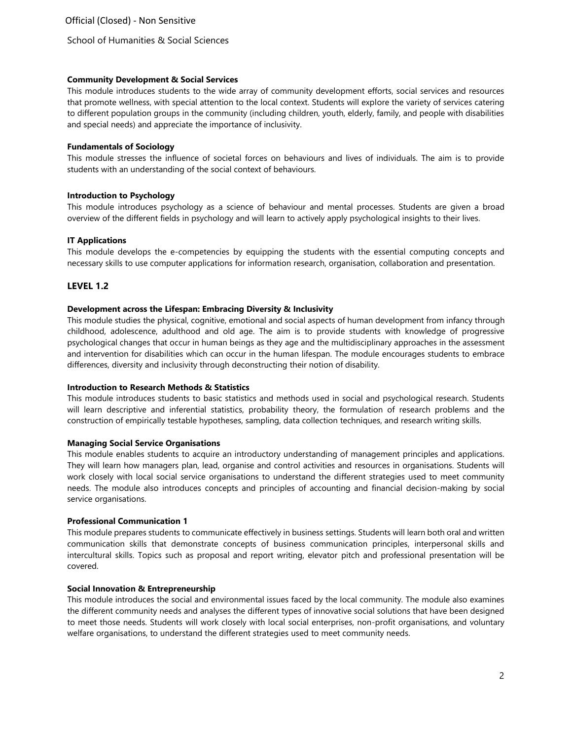**Community Development & Social Services**

This module introduces students to the wide array of community development efforts, social services and resources that promote wellness, with special attention to the local context. Students will explore the variety of services catering to different population groups in the community (including children, youth, elderly, family, and people with disabilities and special needs) and appreciate the importance of inclusivity.

**Fundamentals of Sociology**

This module stresses the influence of societal forces on behaviours and lives of individuals. The aim is to provide students with an understanding of the social context of behaviours.

**Introduction to Psychology**

This module introduces psychology as a science of behaviour and mental processes. Students are given a broad overview of the different fields in psychology and will learn to actively apply psychological insights to their lives.

**IT Applications**

This module develops the e-competencies by equipping the students with the essential computing concepts and necessary skills to use computer applications for information research, organisation, collaboration and presentation.

## LEVEL 1.2

**Development across the Lifespan: Embracing Diversity & Inclusivity**

This module studies the physical, cognitive, emotional and social aspects of human development from infancy through childhood, adolescence, adulthood and old age. The aim is to provide students with knowledge of progressive psychological changes that occur in human beings as they age and the multidisciplinary approaches in the assessment and intervention for disabilities which can occur in the human lifespan. The module encourages students to embrace differences, diversity and inclusivity through deconstructing their notion of disability.

**Introduction to Research Methods & Statistics**

This module introduces students to basic statistics and methods used in social and psychological research. Students will learn descriptive and inferential statistics, probability theory, the formulation of research problems and the construction of empirically testable hypotheses, sampling, data collection techniques, and research writing skills.

**Managing Social Service Organisations**

This module enables students to acquire an introductory understanding of management principles and applications. They will learn how managers plan, lead, organise and control activities and resources in organisations. Students will work closely with local social service organisations to understand the different strategies used to meet community needs. The module also introduces concepts and principles of accounting and financial decision-making by social service organisations.

**Professional Communication 1**

This module prepares students to communicate effectively in business settings. Students will learn both oral and written communication skills that demonstrate concepts of business communication principles, interpersonal skills and intercultural skills. Topics such as proposal and report writing, elevator pitch and professional presentation will be covered.

**Social Innovation & Entrepreneurship**

This module introduces the social and environmental issues faced by the local community. The module also examines the different community needs and analyses the different types of innovative social solutions that have been designed to meet those needs. Students will work closely with local social enterprises, non-profit organisations, and voluntary welfare organisations, to understand the different strategies used to meet community needs.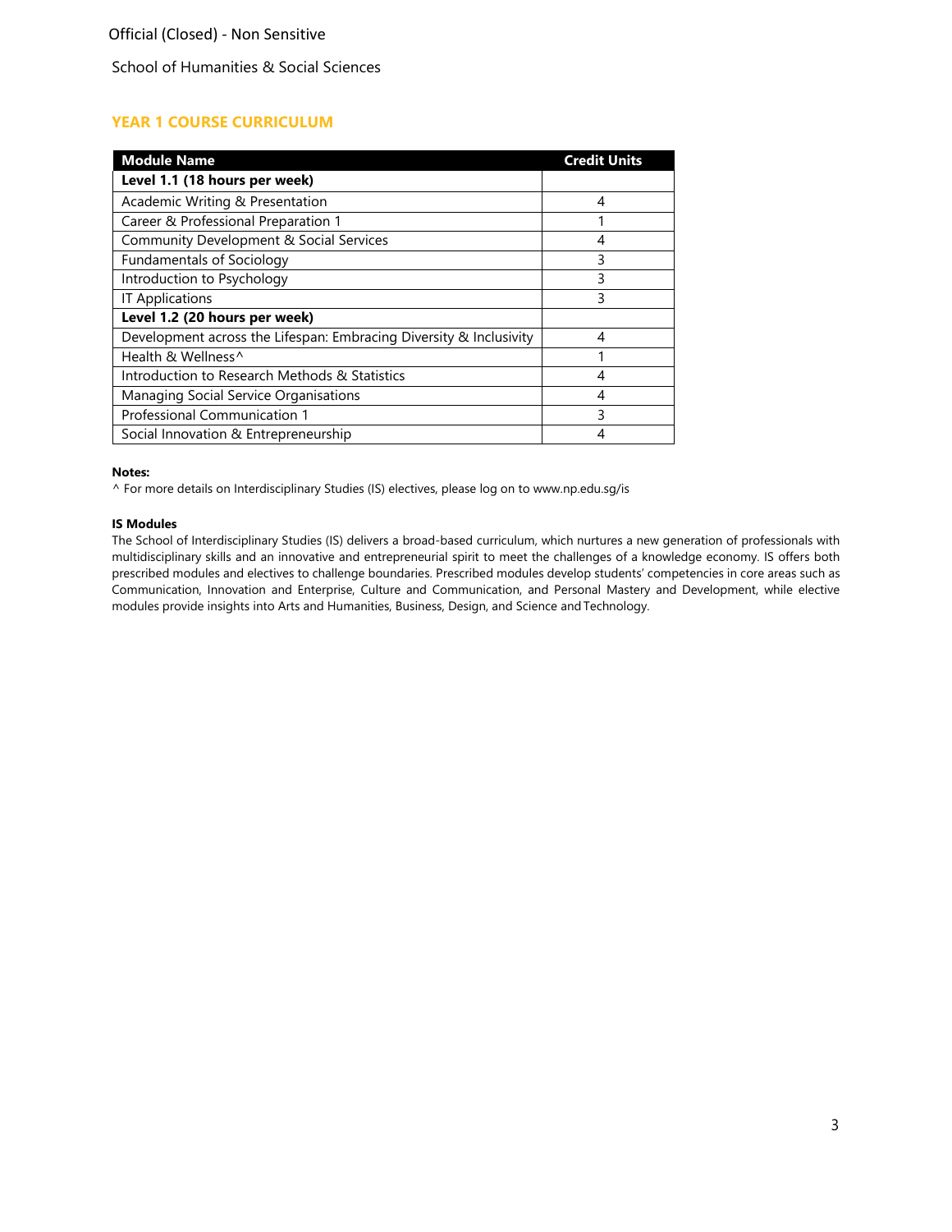Official (Closed) - Non Sensitive

School of Humanities & Social Sciences

## YEAR 1 COURSE CURRICULUM

| Module Name | Credit Units |
|---|---|
| **Level 1.1 (18 hours per week)** | |
| Academic Writing & Presentation | 4 |
| Career & Professional Preparation 1 | 1 |
| Community Development & Social Services | 4 |
| Fundamentals of Sociology | 3 |
| Introduction to Psychology | 3 |
| IT Applications | 3 |
| **Level 1.2 (20 hours per week)** | |
| Development across the Lifespan: Embracing Diversity & Inclusivity | 4 |
| Health & Wellness^ | 1 |
| Introduction to Research Methods & Statistics | 4 |
| Managing Social Service Organisations | 4 |
| Professional Communication 1 | 3 |
| Social Innovation & Entrepreneurship | 4 |

**Notes:**

^ For more details on Interdisciplinary Studies (IS) electives, please log on to www.np.edu.sg/is

**IS Modules**

The School of Interdisciplinary Studies (IS) delivers a broad-based curriculum, which nurtures a new generation of professionals with multidisciplinary skills and an innovative and entrepreneurial spirit to meet the challenges of a knowledge economy. IS offers both prescribed modules and electives to challenge boundaries. Prescribed modules develop students' competencies in core areas such as Communication, Innovation and Enterprise, Culture and Communication, and Personal Mastery and Development, while elective modules provide insights into Arts and Humanities, Business, Design, and Science and Technology.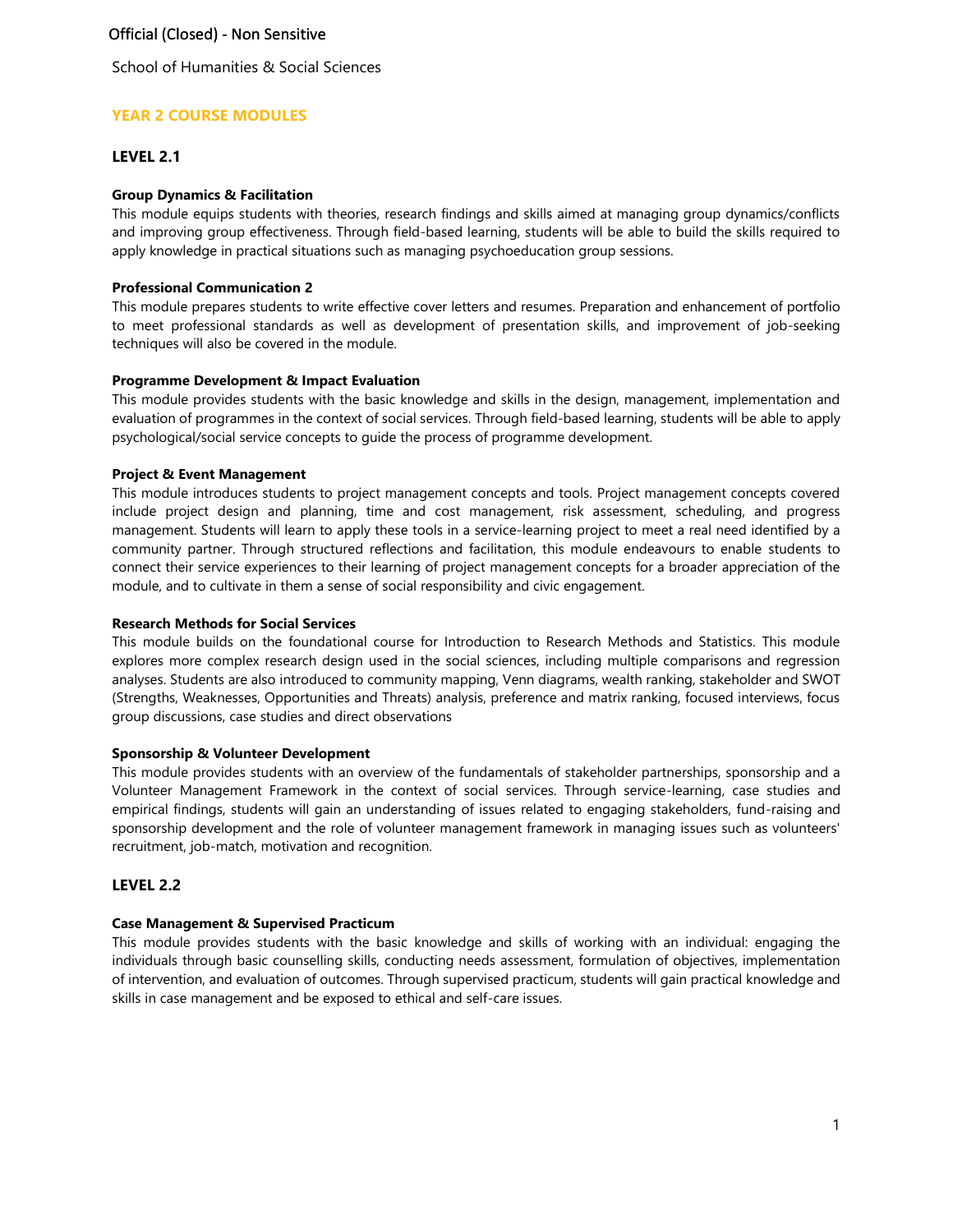School of Humanities & Social Sciences

## YEAR 2 COURSE MODULES

### LEVEL 2.1

**Group Dynamics & Facilitation**

This module equips students with theories, research findings and skills aimed at managing group dynamics/conflicts and improving group effectiveness. Through field-based learning, students will be able to build the skills required to apply knowledge in practical situations such as managing psychoeducation group sessions.

**Professional Communication 2**

This module prepares students to write effective cover letters and resumes. Preparation and enhancement of portfolio to meet professional standards as well as development of presentation skills, and improvement of job-seeking techniques will also be covered in the module.

**Programme Development & Impact Evaluation**

This module provides students with the basic knowledge and skills in the design, management, implementation and evaluation of programmes in the context of social services. Through field-based learning, students will be able to apply psychological/social service concepts to guide the process of programme development.

**Project & Event Management**

This module introduces students to project management concepts and tools. Project management concepts covered include project design and planning, time and cost management, risk assessment, scheduling, and progress management. Students will learn to apply these tools in a service-learning project to meet a real need identified by a community partner. Through structured reflections and facilitation, this module endeavours to enable students to connect their service experiences to their learning of project management concepts for a broader appreciation of the module, and to cultivate in them a sense of social responsibility and civic engagement.

**Research Methods for Social Services**

This module builds on the foundational course for Introduction to Research Methods and Statistics. This module explores more complex research design used in the social sciences, including multiple comparisons and regression analyses. Students are also introduced to community mapping, Venn diagrams, wealth ranking, stakeholder and SWOT (Strengths, Weaknesses, Opportunities and Threats) analysis, preference and matrix ranking, focused interviews, focus group discussions, case studies and direct observations

**Sponsorship & Volunteer Development**

This module provides students with an overview of the fundamentals of stakeholder partnerships, sponsorship and a Volunteer Management Framework in the context of social services. Through service-learning, case studies and empirical findings, students will gain an understanding of issues related to engaging stakeholders, fund-raising and sponsorship development and the role of volunteer management framework in managing issues such as volunteers' recruitment, job-match, motivation and recognition.

### LEVEL 2.2

**Case Management & Supervised Practicum**

This module provides students with the basic knowledge and skills of working with an individual: engaging the individuals through basic counselling skills, conducting needs assessment, formulation of objectives, implementation of intervention, and evaluation of outcomes. Through supervised practicum, students will gain practical knowledge and skills in case management and be exposed to ethical and self-care issues.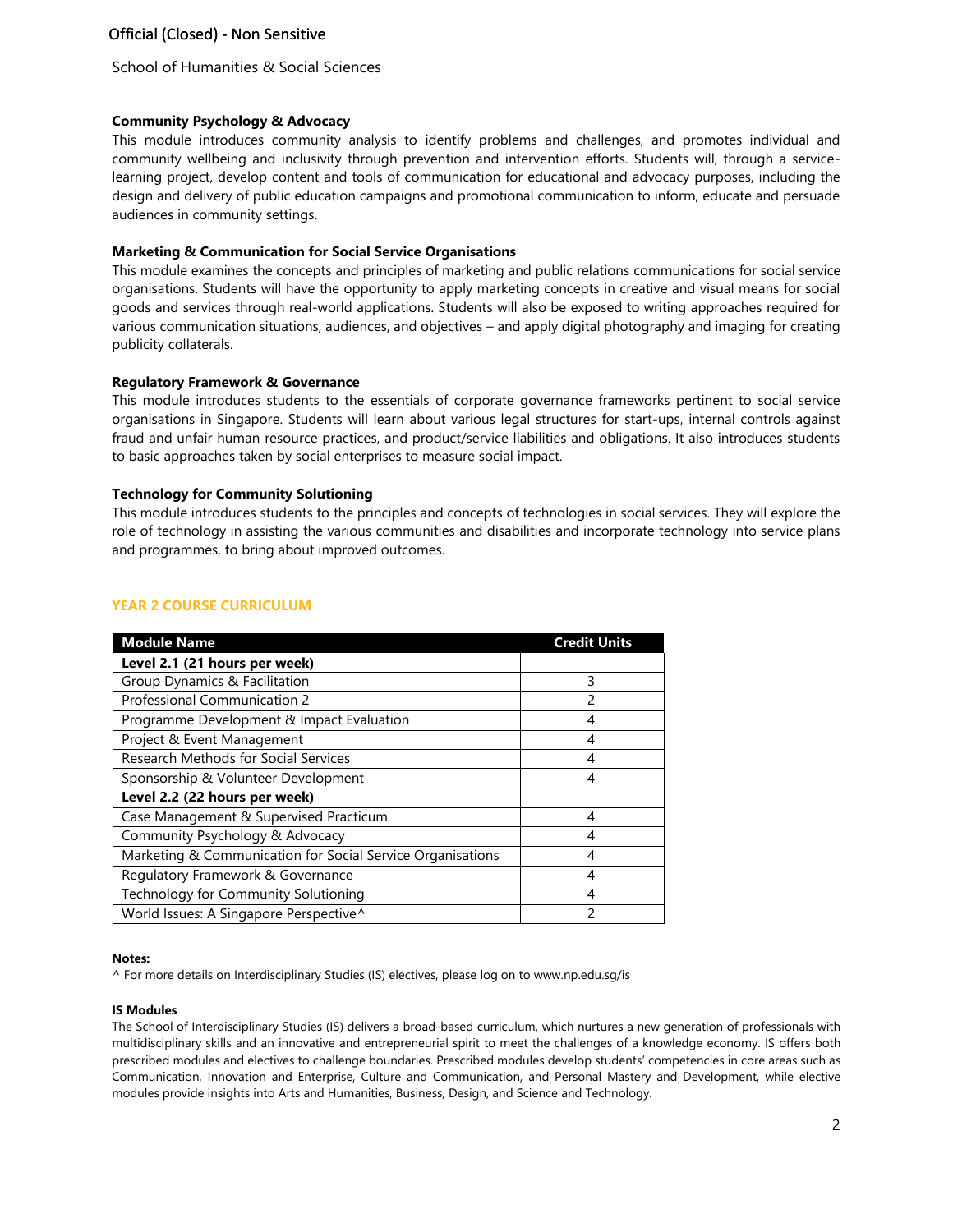### Community Psychology & Advocacy

This module introduces community analysis to identify problems and challenges, and promotes individual and community wellbeing and inclusivity through prevention and intervention efforts. Students will, through a service-learning project, develop content and tools of communication for educational and advocacy purposes, including the design and delivery of public education campaigns and promotional communication to inform, educate and persuade audiences in community settings.

### Marketing & Communication for Social Service Organisations

This module examines the concepts and principles of marketing and public relations communications for social service organisations. Students will have the opportunity to apply marketing concepts in creative and visual means for social goods and services through real-world applications. Students will also be exposed to writing approaches required for various communication situations, audiences, and objectives – and apply digital photography and imaging for creating publicity collaterals.

### Regulatory Framework & Governance

This module introduces students to the essentials of corporate governance frameworks pertinent to social service organisations in Singapore. Students will learn about various legal structures for start-ups, internal controls against fraud and unfair human resource practices, and product/service liabilities and obligations. It also introduces students to basic approaches taken by social enterprises to measure social impact.

### Technology for Community Solutioning

This module introduces students to the principles and concepts of technologies in social services. They will explore the role of technology in assisting the various communities and disabilities and incorporate technology into service plans and programmes, to bring about improved outcomes.

## YEAR 2 COURSE CURRICULUM

| Module Name | Credit Units |
|---|---|
| **Level 2.1 (21 hours per week)** | |
| Group Dynamics & Facilitation | 3 |
| Professional Communication 2 | 2 |
| Programme Development & Impact Evaluation | 4 |
| Project & Event Management | 4 |
| Research Methods for Social Services | 4 |
| Sponsorship & Volunteer Development | 4 |
| **Level 2.2 (22 hours per week)** | |
| Case Management & Supervised Practicum | 4 |
| Community Psychology & Advocacy | 4 |
| Marketing & Communication for Social Service Organisations | 4 |
| Regulatory Framework & Governance | 4 |
| Technology for Community Solutioning | 4 |
| World Issues: A Singapore Perspective^ | 2 |

**Notes:**

^ For more details on Interdisciplinary Studies (IS) electives, please log on to www.np.edu.sg/is

**IS Modules**

The School of Interdisciplinary Studies (IS) delivers a broad-based curriculum, which nurtures a new generation of professionals with multidisciplinary skills and an innovative and entrepreneurial spirit to meet the challenges of a knowledge economy. IS offers both prescribed modules and electives to challenge boundaries. Prescribed modules develop students' competencies in core areas such as Communication, Innovation and Enterprise, Culture and Communication, and Personal Mastery and Development, while elective modules provide insights into Arts and Humanities, Business, Design, and Science and Technology.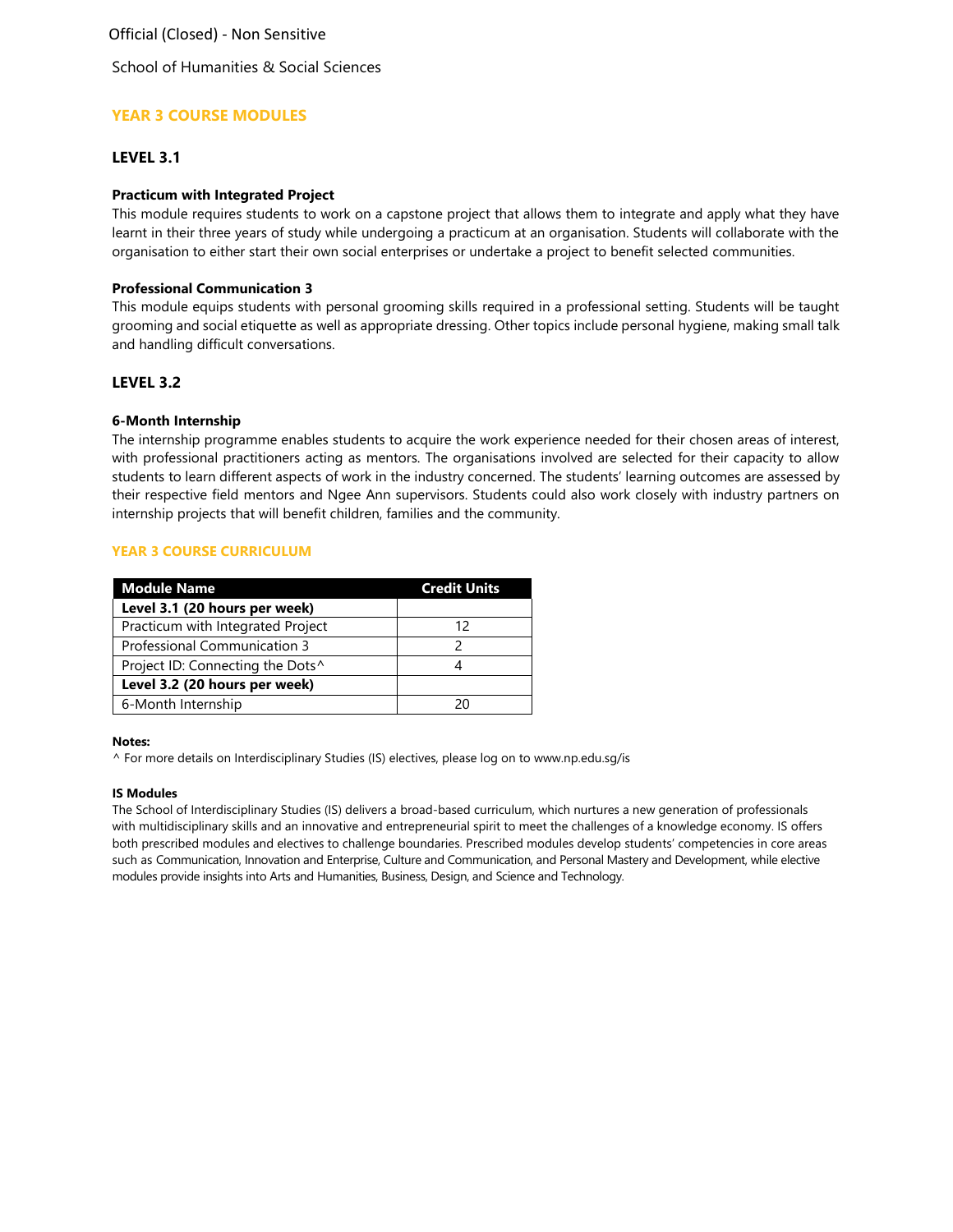## YEAR 3 COURSE MODULES

### LEVEL 3.1

**Practicum with Integrated Project**
This module requires students to work on a capstone project that allows them to integrate and apply what they have learnt in their three years of study while undergoing a practicum at an organisation. Students will collaborate with the organisation to either start their own social enterprises or undertake a project to benefit selected communities.

**Professional Communication 3**
This module equips students with personal grooming skills required in a professional setting. Students will be taught grooming and social etiquette as well as appropriate dressing. Other topics include personal hygiene, making small talk and handling difficult conversations.

### LEVEL 3.2

**6-Month Internship**
The internship programme enables students to acquire the work experience needed for their chosen areas of interest, with professional practitioners acting as mentors. The organisations involved are selected for their capacity to allow students to learn different aspects of work in the industry concerned. The students' learning outcomes are assessed by their respective field mentors and Ngee Ann supervisors. Students could also work closely with industry partners on internship projects that will benefit children, families and the community.

## YEAR 3 COURSE CURRICULUM

| Module Name | Credit Units |
|---|---|
| **Level 3.1 (20 hours per week)** | |
| Practicum with Integrated Project | 12 |
| Professional Communication 3 | 2 |
| Project ID: Connecting the Dots^ | 4 |
| **Level 3.2 (20 hours per week)** | |
| 6-Month Internship | 20 |

**Notes:**
^ For more details on Interdisciplinary Studies (IS) electives, please log on to www.np.edu.sg/is

**IS Modules**
The School of Interdisciplinary Studies (IS) delivers a broad-based curriculum, which nurtures a new generation of professionals with multidisciplinary skills and an innovative and entrepreneurial spirit to meet the challenges of a knowledge economy. IS offers both prescribed modules and electives to challenge boundaries. Prescribed modules develop students' competencies in core areas such as Communication, Innovation and Enterprise, Culture and Communication, and Personal Mastery and Development, while elective modules provide insights into Arts and Humanities, Business, Design, and Science and Technology.